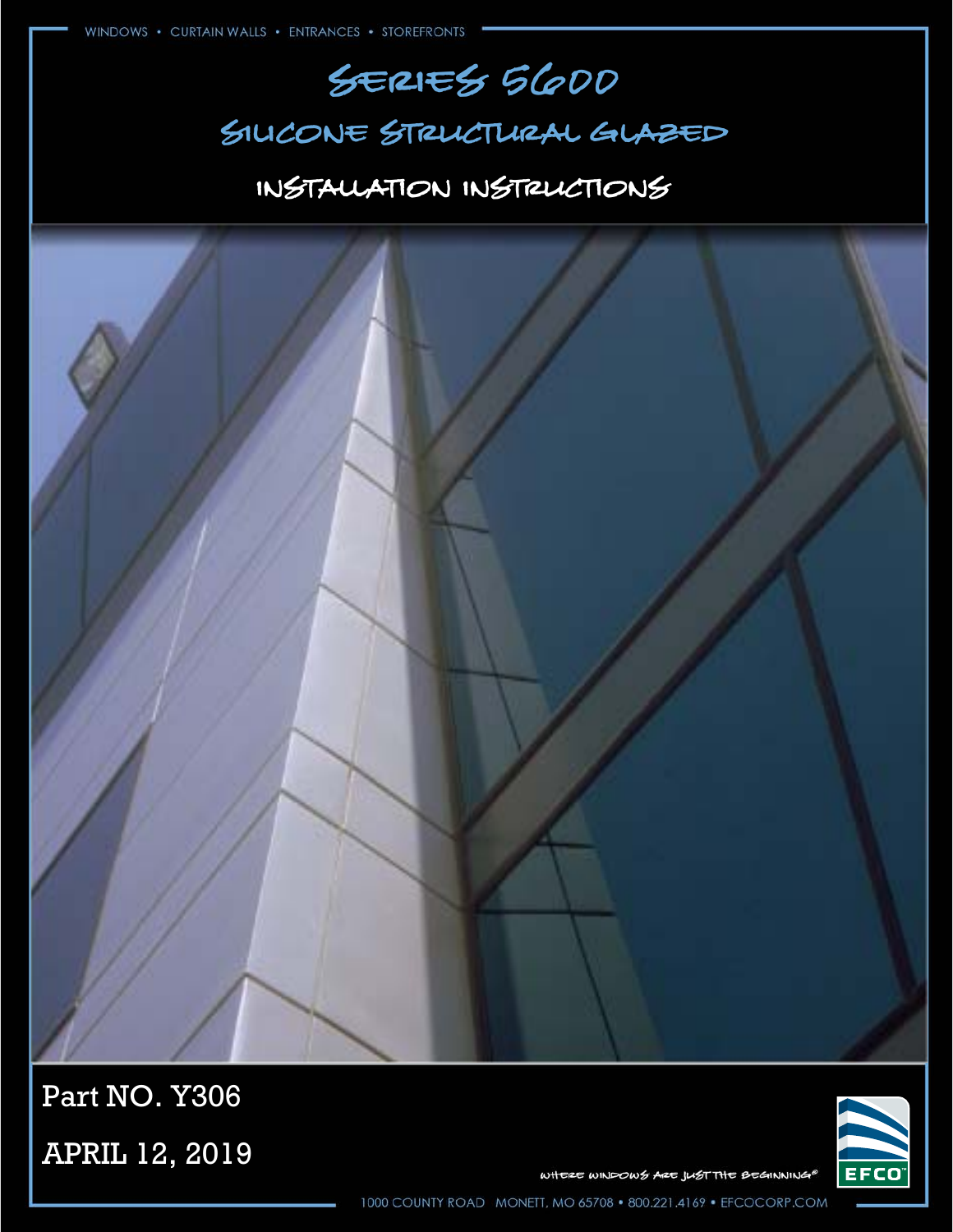WINDOWS • CURTAIN WALLS • ENTRANCES • STOREFRONTS

# SERIES 5600

## SILICONE STRUCTURAL GLAZED

## INSTALLATION INSTRUCTIONS

Part NO. Y306

APRIL 12, 2019

WHERE WINDOWS ARE JUST THE BEGINNING®

EFCO

1000 COUNTY ROAD MONETT, MO 65708 • 800.221.4169 • EFCOCORP.COM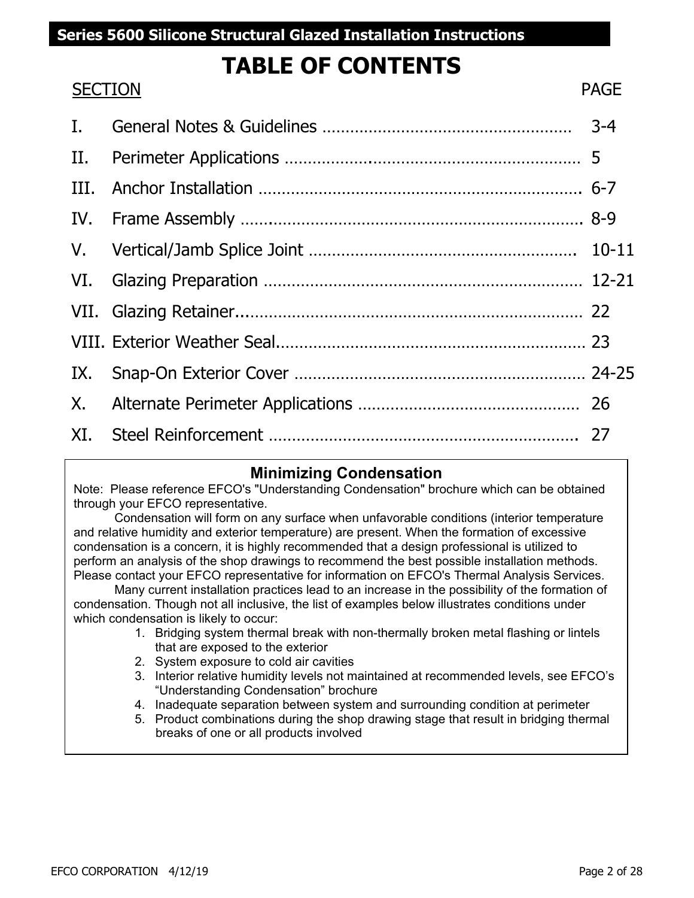# TABLE OF CONTENTS

| SECTION | | PAGE |
|---|---|---|
| I. | General Notes & Guidelines | 3-4 |
| II. | Perimeter Applications | 5 |
| III. | Anchor Installation | 6-7 |
| IV. | Frame Assembly | 8-9 |
| V. | Vertical/Jamb Splice Joint | 10-11 |
| VI. | Glazing Preparation | 12-21 |
| VII. | Glazing Retainer | 22 |
| VIII. | Exterior Weather Seal | 23 |
| IX. | Snap-On Exterior Cover | 24-25 |
| X. | Alternate Perimeter Applications | 26 |
| XI. | Steel Reinforcement | 27 |

## Minimizing Condensation

Note: Please reference EFCO's "Understanding Condensation" brochure which can be obtained through your EFCO representative.

Condensation will form on any surface when unfavorable conditions (interior temperature and relative humidity and exterior temperature) are present. When the formation of excessive condensation is a concern, it is highly recommended that a design professional is utilized to perform an analysis of the shop drawings to recommend the best possible installation methods. Please contact your EFCO representative for information on EFCO's Thermal Analysis Services.

Many current installation practices lead to an increase in the possibility of the formation of condensation. Though not all inclusive, the list of examples below illustrates conditions under which condensation is likely to occur:

1. Bridging system thermal break with non-thermally broken metal flashing or lintels that are exposed to the exterior
2. System exposure to cold air cavities
3. Interior relative humidity levels not maintained at recommended levels, see EFCO's "Understanding Condensation" brochure
4. Inadequate separation between system and surrounding condition at perimeter
5. Product combinations during the shop drawing stage that result in bridging thermal breaks of one or all products involved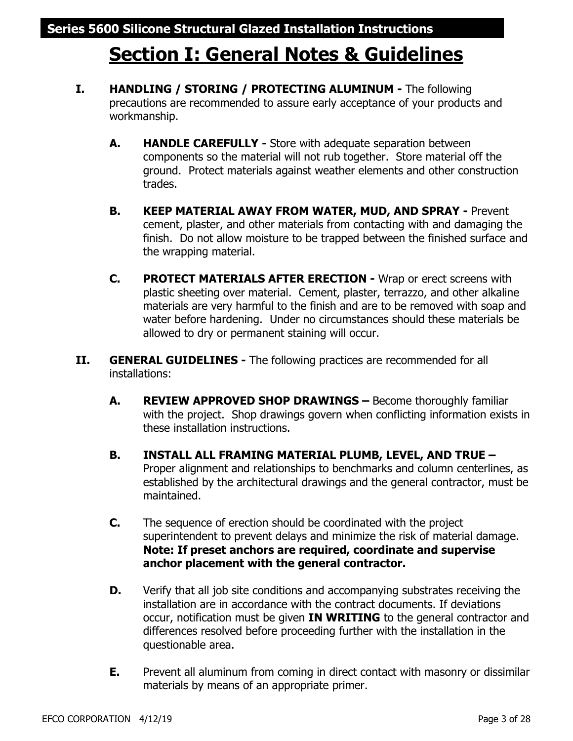# Section I: General Notes & Guidelines

**I. HANDLING / STORING / PROTECTING ALUMINUM -** The following precautions are recommended to assure early acceptance of your products and workmanship.

**A. HANDLE CAREFULLY -** Store with adequate separation between components so the material will not rub together. Store material off the ground. Protect materials against weather elements and other construction trades.

**B. KEEP MATERIAL AWAY FROM WATER, MUD, AND SPRAY -** Prevent cement, plaster, and other materials from contacting with and damaging the finish. Do not allow moisture to be trapped between the finished surface and the wrapping material.

**C. PROTECT MATERIALS AFTER ERECTION -** Wrap or erect screens with plastic sheeting over material. Cement, plaster, terrazzo, and other alkaline materials are very harmful to the finish and are to be removed with soap and water before hardening. Under no circumstances should these materials be allowed to dry or permanent staining will occur.

**II. GENERAL GUIDELINES -** The following practices are recommended for all installations:

**A. REVIEW APPROVED SHOP DRAWINGS –** Become thoroughly familiar with the project. Shop drawings govern when conflicting information exists in these installation instructions.

**B. INSTALL ALL FRAMING MATERIAL PLUMB, LEVEL, AND TRUE –** Proper alignment and relationships to benchmarks and column centerlines, as established by the architectural drawings and the general contractor, must be maintained.

**C.** The sequence of erection should be coordinated with the project superintendent to prevent delays and minimize the risk of material damage. **Note: If preset anchors are required, coordinate and supervise anchor placement with the general contractor.**

**D.** Verify that all job site conditions and accompanying substrates receiving the installation are in accordance with the contract documents. If deviations occur, notification must be given **IN WRITING** to the general contractor and differences resolved before proceeding further with the installation in the questionable area.

**E.** Prevent all aluminum from coming in direct contact with masonry or dissimilar materials by means of an appropriate primer.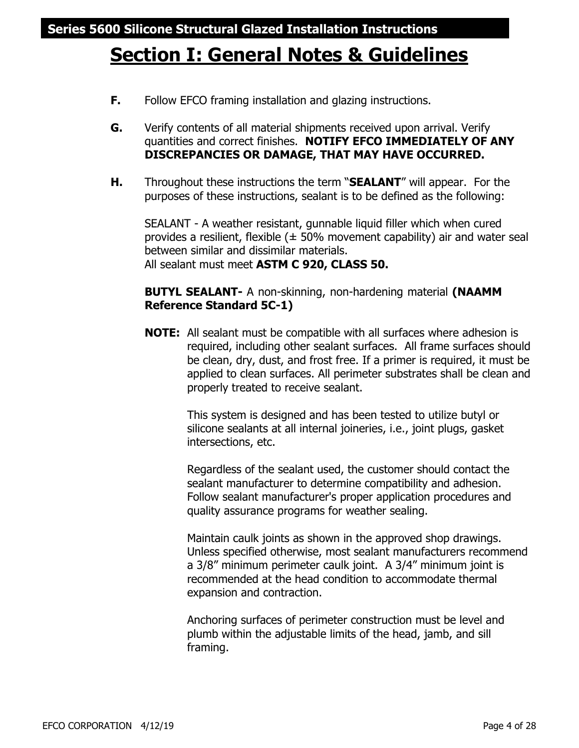# Section I: General Notes & Guidelines

**F.** Follow EFCO framing installation and glazing instructions.

**G.** Verify contents of all material shipments received upon arrival. Verify quantities and correct finishes. **NOTIFY EFCO IMMEDIATELY OF ANY DISCREPANCIES OR DAMAGE, THAT MAY HAVE OCCURRED.**

**H.** Throughout these instructions the term "**SEALANT**" will appear. For the purposes of these instructions, sealant is to be defined as the following:

SEALANT - A weather resistant, gunnable liquid filler which when cured provides a resilient, flexible (± 50% movement capability) air and water seal between similar and dissimilar materials.
All sealant must meet **ASTM C 920, CLASS 50.**

**BUTYL SEALANT-** A non-skinning, non-hardening material **(NAAMM Reference Standard 5C-1)**

**NOTE:** All sealant must be compatible with all surfaces where adhesion is required, including other sealant surfaces. All frame surfaces should be clean, dry, dust, and frost free. If a primer is required, it must be applied to clean surfaces. All perimeter substrates shall be clean and properly treated to receive sealant.

This system is designed and has been tested to utilize butyl or silicone sealants at all internal joineries, i.e., joint plugs, gasket intersections, etc.

Regardless of the sealant used, the customer should contact the sealant manufacturer to determine compatibility and adhesion. Follow sealant manufacturer's proper application procedures and quality assurance programs for weather sealing.

Maintain caulk joints as shown in the approved shop drawings. Unless specified otherwise, most sealant manufacturers recommend a 3/8" minimum perimeter caulk joint. A 3/4" minimum joint is recommended at the head condition to accommodate thermal expansion and contraction.

Anchoring surfaces of perimeter construction must be level and plumb within the adjustable limits of the head, jamb, and sill framing.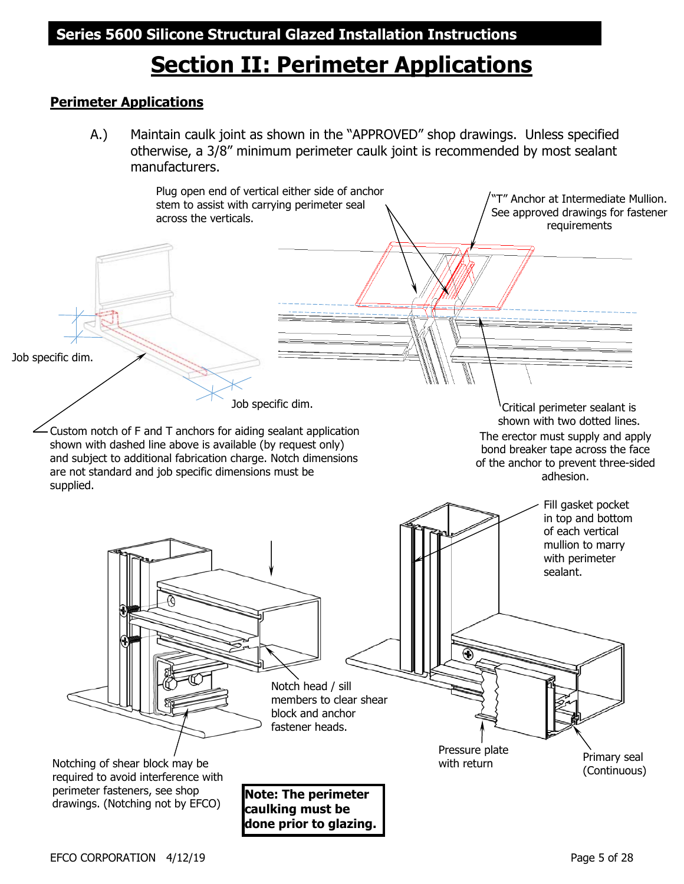# Section II: Perimeter Applications

## Perimeter Applications

A.) Maintain caulk joint as shown in the "APPROVED" shop drawings. Unless specified otherwise, a 3/8" minimum perimeter caulk joint is recommended by most sealant manufacturers.

Plug open end of vertical either side of anchor stem to assist with carrying perimeter seal across the verticals.

"T" Anchor at Intermediate Mullion. See approved drawings for fastener requirements

Job specific dim.

Job specific dim.

Critical perimeter sealant is shown with two dotted lines.

The erector must supply and apply bond breaker tape across the face of the anchor to prevent three-sided adhesion.

Custom notch of F and T anchors for aiding sealant application shown with dashed line above is available (by request only) and subject to additional fabrication charge. Notch dimensions are not standard and job specific dimensions must be supplied.

Fill gasket pocket in top and bottom of each vertical mullion to marry with perimeter sealant.

Notch head / sill members to clear shear block and anchor fastener heads.

Pressure plate with return

Primary seal (Continuous)

Notching of shear block may be required to avoid interference with perimeter fasteners, see shop drawings. (Notching not by EFCO)

**Note: The perimeter caulking must be done prior to glazing.**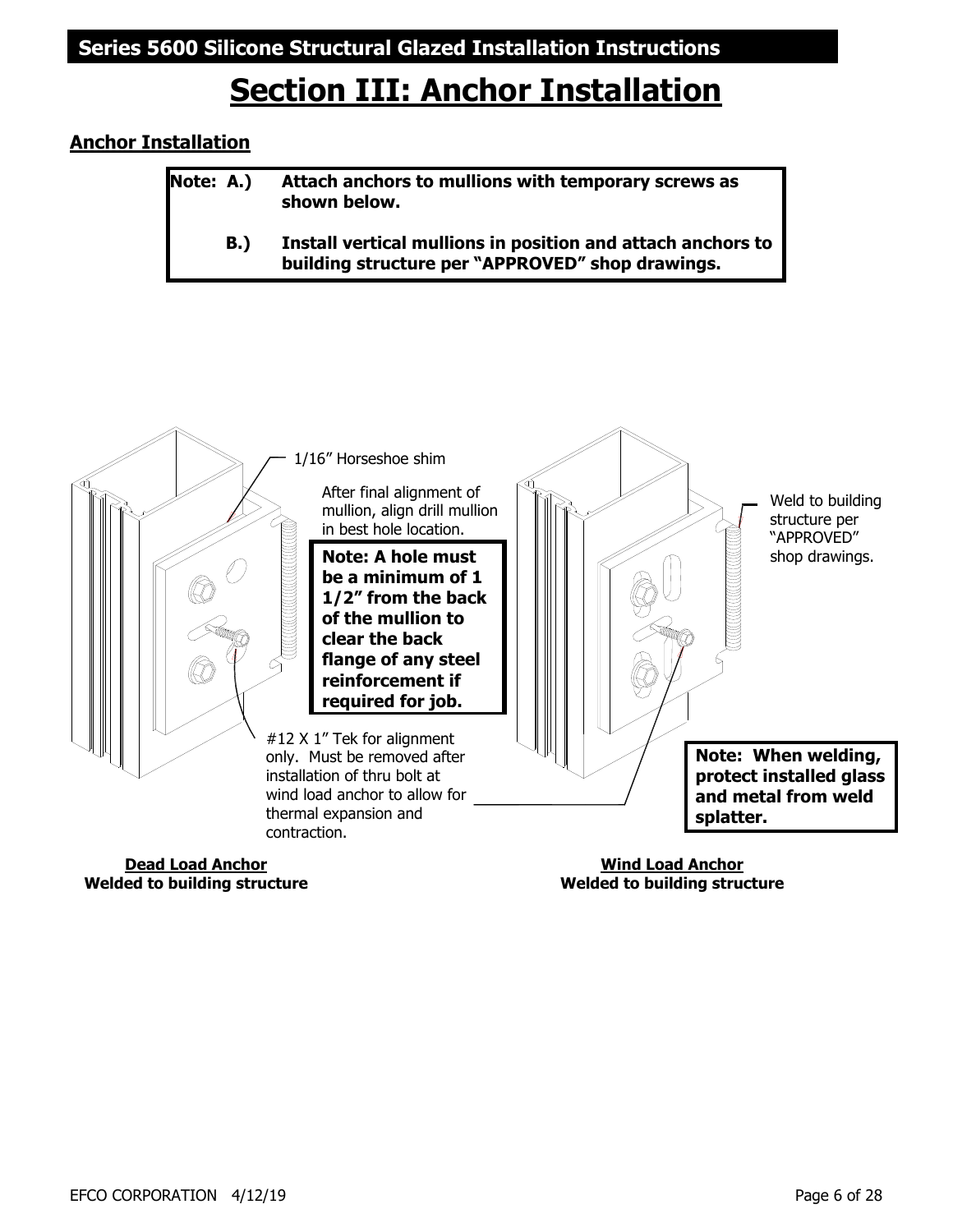# Section III: Anchor Installation

## Anchor Installation

**Note: A.) Attach anchors to mullions with temporary screws as shown below.**

**B.) Install vertical mullions in position and attach anchors to building structure per "APPROVED" shop drawings.**

1/16" Horseshoe shim

After final alignment of mullion, align drill mullion in best hole location.

**Note: A hole must be a minimum of 1 1/2" from the back of the mullion to clear the back flange of any steel reinforcement if required for job.**

#12 X 1" Tek for alignment only. Must be removed after installation of thru bolt at wind load anchor to allow for thermal expansion and contraction.

Weld to building structure per "APPROVED" shop drawings.

**Note: When welding, protect installed glass and metal from weld splatter.**

**Dead Load Anchor**
**Welded to building structure**

**Wind Load Anchor**
**Welded to building structure**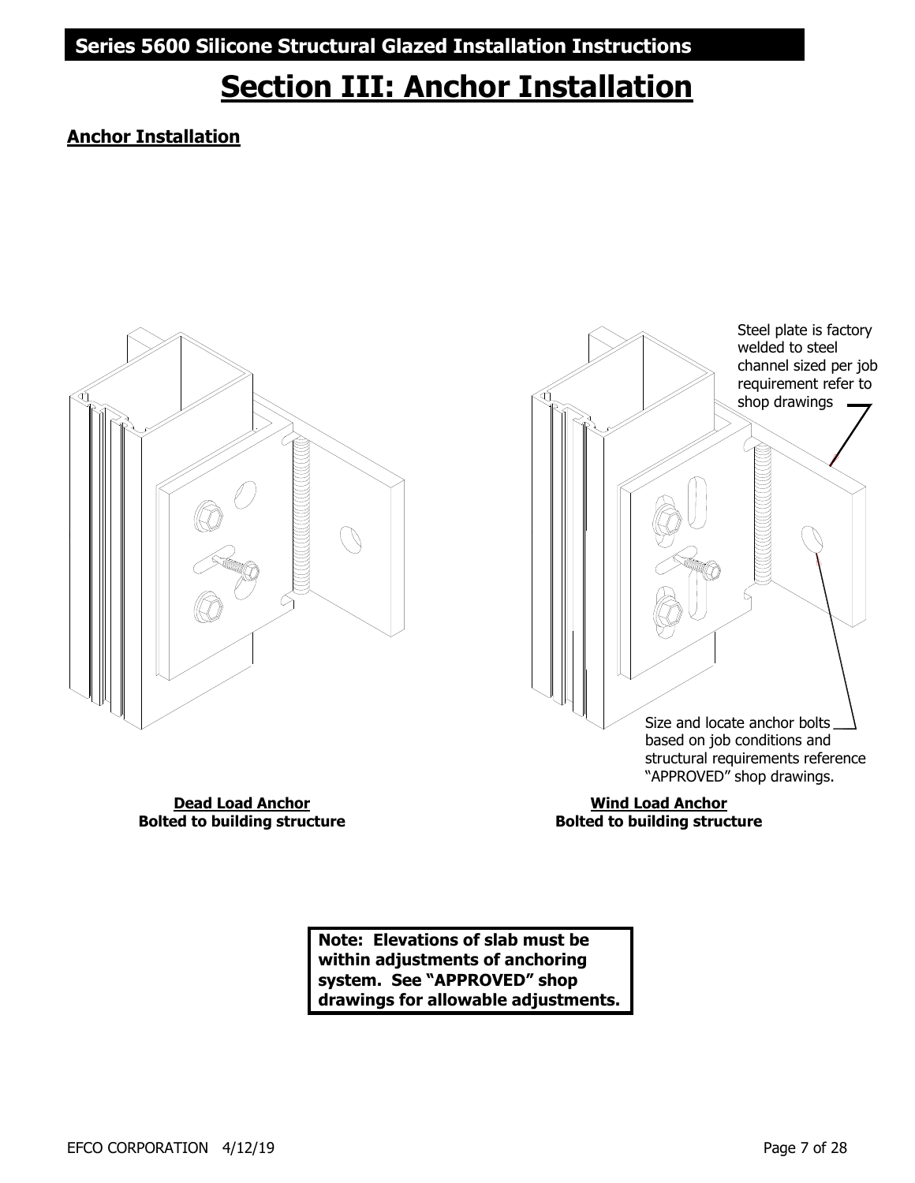# Section III: Anchor Installation

## Anchor Installation

Steel plate is factory welded to steel channel sized per job requirement refer to shop drawings

Size and locate anchor bolts based on job conditions and structural requirements reference "APPROVED" shop drawings.

**Dead Load Anchor**
**Bolted to building structure**

**Wind Load Anchor**
**Bolted to building structure**

**Note: Elevations of slab must be within adjustments of anchoring system. See "APPROVED" shop drawings for allowable adjustments.**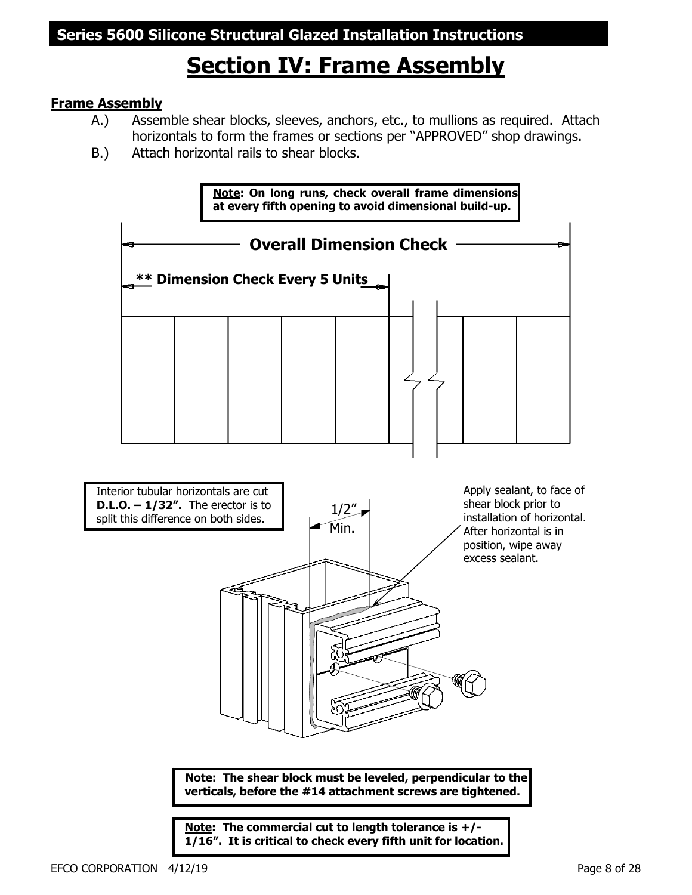# Section IV: Frame Assembly

**Frame Assembly**

A.) Assemble shear blocks, sleeves, anchors, etc., to mullions as required. Attach horizontals to form the frames or sections per "APPROVED" shop drawings.

B.) Attach horizontal rails to shear blocks.

**Note: On long runs, check overall frame dimensions at every fifth opening to avoid dimensional build-up.**

**Overall Dimension Check**

**** Dimension Check Every 5 Units**

Interior tubular horizontals are cut **D.L.O. – 1/32".** The erector is to split this difference on both sides.

1/2" Min.

Apply sealant, to face of shear block prior to installation of horizontal. After horizontal is in position, wipe away excess sealant.

**Note: The shear block must be leveled, perpendicular to the verticals, before the #14 attachment screws are tightened.**

**Note: The commercial cut to length tolerance is +/- 1/16". It is critical to check every fifth unit for location.**

EFCO CORPORATION 4/12/19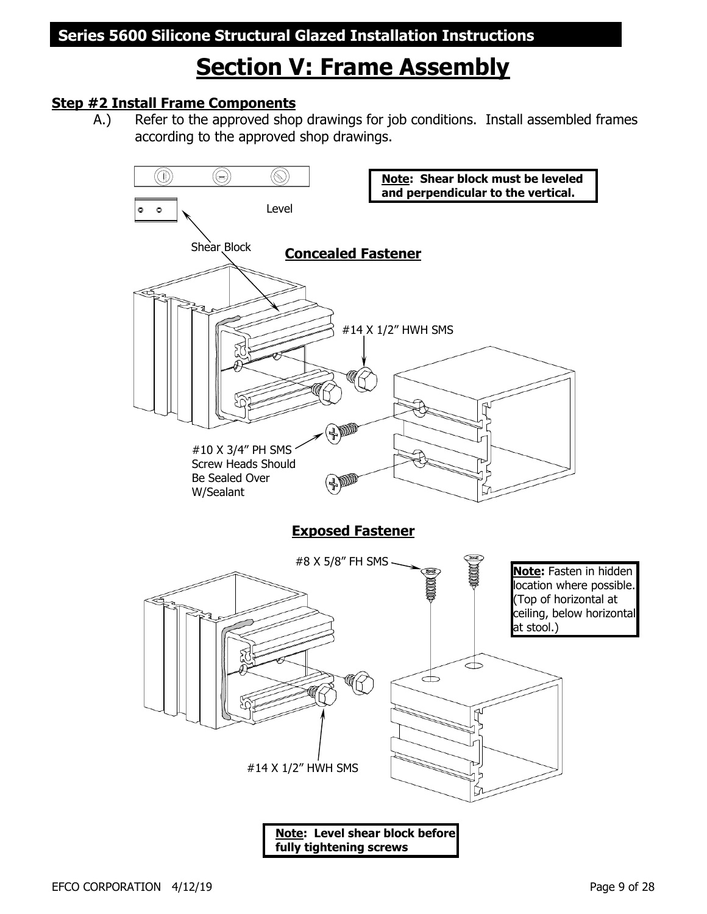# Section V: Frame Assembly

### Step #2 Install Frame Components

A.) Refer to the approved shop drawings for job conditions. Install assembled frames according to the approved shop drawings.

**Note: Shear block must be leveled and perpendicular to the vertical.**

Level

Shear Block

**Concealed Fastener**

#14 X 1/2" HWH SMS

#10 X 3/4" PH SMS Screw Heads Should Be Sealed Over W/Sealant

**Exposed Fastener**

#8 X 5/8" FH SMS

**Note:** Fasten in hidden location where possible. (Top of horizontal at ceiling, below horizontal at stool.)

#14 X 1/2" HWH SMS

**Note: Level shear block before fully tightening screws**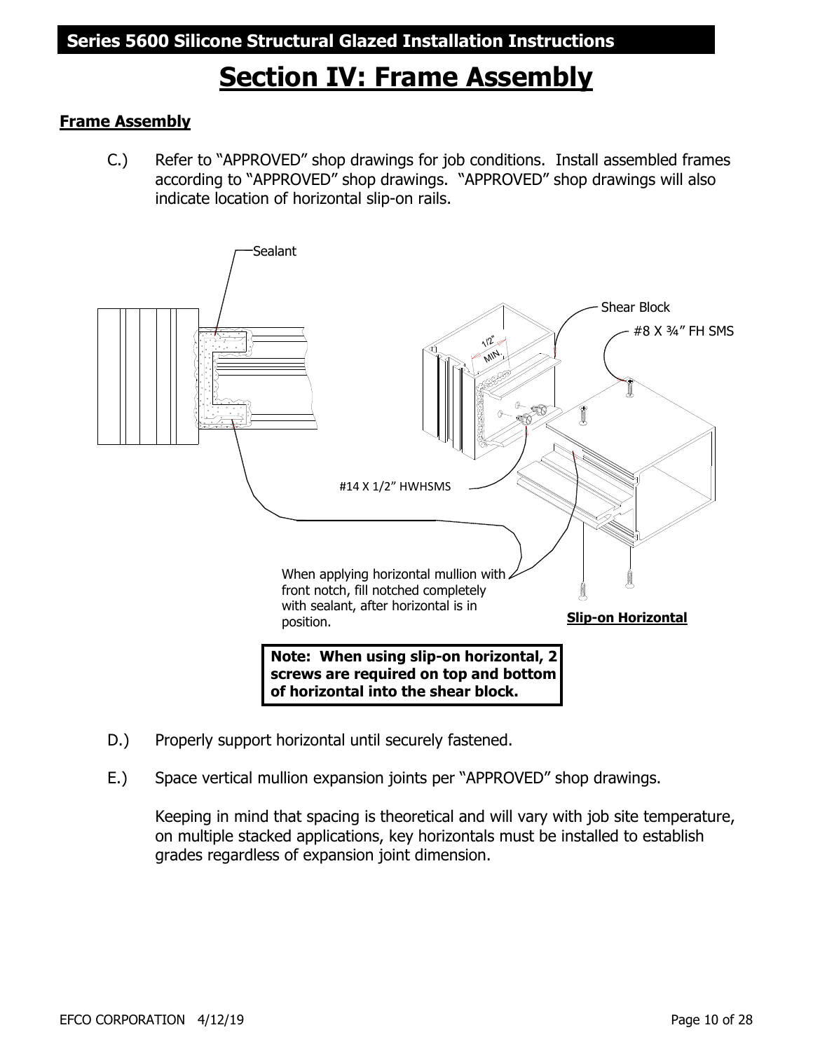# Section IV: Frame Assembly

**Frame Assembly**

C.) Refer to "APPROVED" shop drawings for job conditions. Install assembled frames according to "APPROVED" shop drawings. "APPROVED" shop drawings will also indicate location of horizontal slip-on rails.

Sealant

Shear Block

#8 X ¾" FH SMS

1/2" MIN

#14 X 1/2" HWHSMS

When applying horizontal mullion with front notch, fill notched completely with sealant, after horizontal is in position.

**Slip-on Horizontal**

**Note: When using slip-on horizontal, 2 screws are required on top and bottom of horizontal into the shear block.**

D.) Properly support horizontal until securely fastened.

E.) Space vertical mullion expansion joints per "APPROVED" shop drawings.

Keeping in mind that spacing is theoretical and will vary with job site temperature, on multiple stacked applications, key horizontals must be installed to establish grades regardless of expansion joint dimension.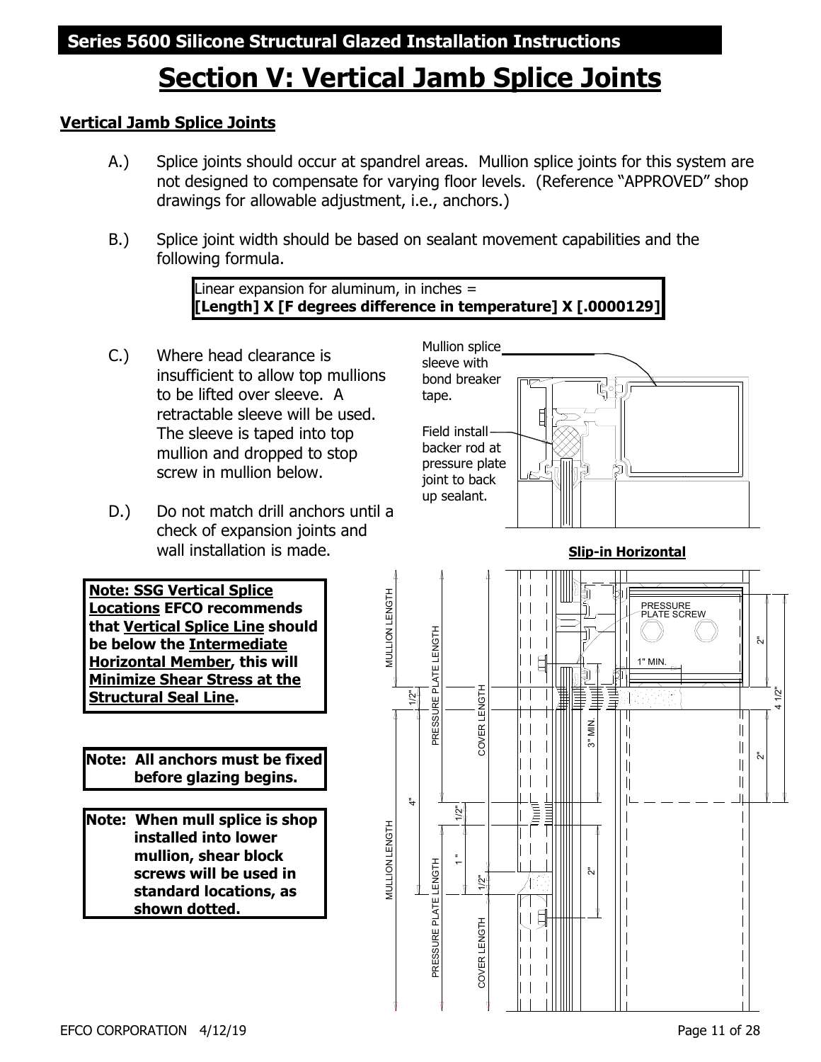## Series 5600 Silicone Structural Glazed Installation Instructions

# Section V: Vertical Jamb Splice Joints

### Vertical Jamb Splice Joints

A.) Splice joints should occur at spandrel areas. Mullion splice joints for this system are not designed to compensate for varying floor levels. (Reference "APPROVED" shop drawings for allowable adjustment, i.e., anchors.)

B.) Splice joint width should be based on sealant movement capabilities and the following formula.

> Linear expansion for aluminum, in inches =
> **[Length] X [F degrees difference in temperature] X [.0000129]**

C.) Where head clearance is insufficient to allow top mullions to be lifted over sleeve. A retractable sleeve will be used. The sleeve is taped into top mullion and dropped to stop screw in mullion below.

D.) Do not match drill anchors until a check of expansion joints and wall installation is made.

**Note: SSG Vertical Splice Locations EFCO recommends that Vertical Splice Line should be below the Intermediate Horizontal Member, this will Minimize Shear Stress at the Structural Seal Line.**

**Note: All anchors must be fixed before glazing begins.**

**Note: When mull splice is shop installed into lower mullion, shear block screws will be used in standard locations, as shown dotted.**

Mullion splice sleeve with bond breaker tape.

Field install backer rod at pressure plate joint to back up sealant.

**Slip-in Horizontal**

MULLION LENGTH
PRESSURE PLATE LENGTH
COVER LENGTH
PRESSURE PLATE SCREW
1" MIN.
2"
4 1/2"
1/2"
3" MIN.
2"
4"
1/2"
1 "
1/2"
2"
MULLION LENGTH
PRESSURE PLATE LENGTH
COVER LENGTH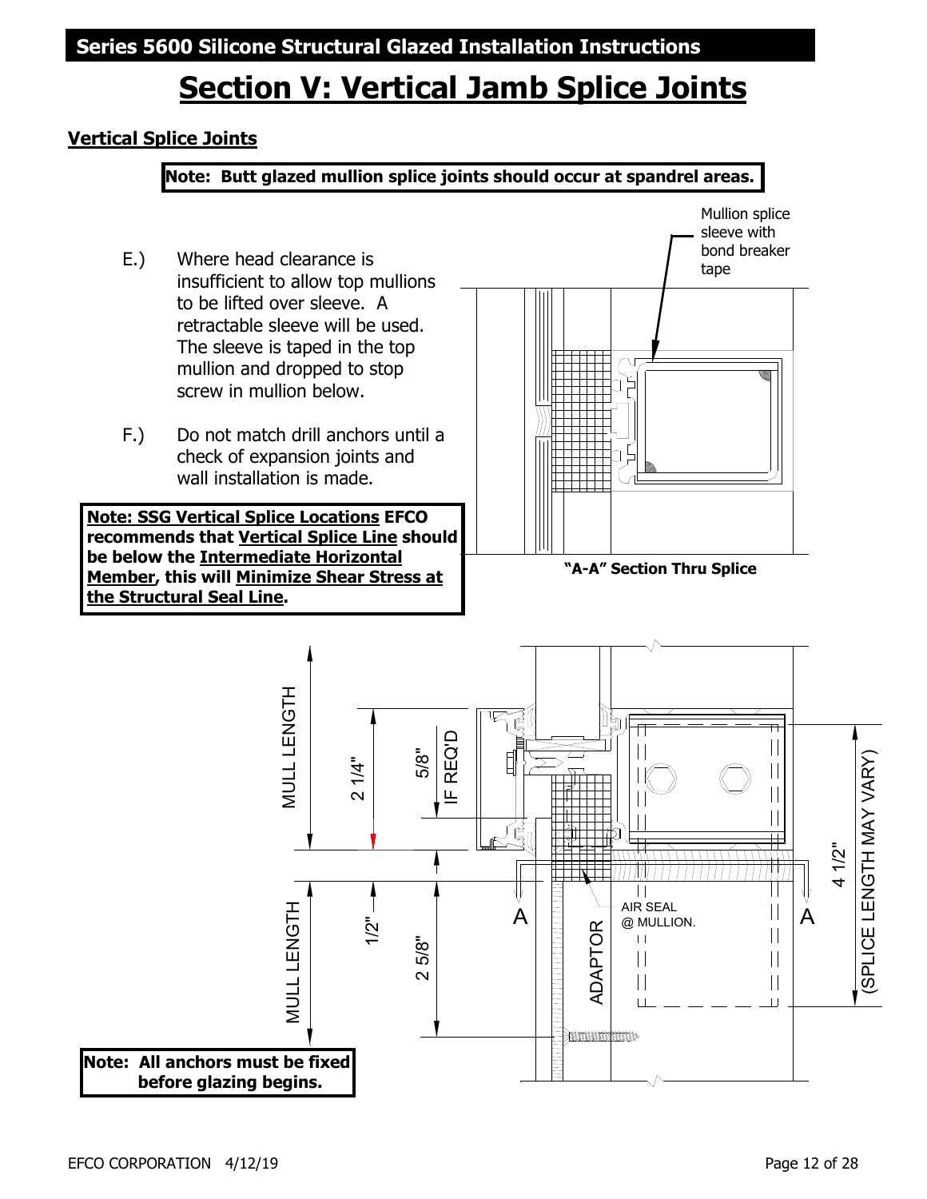# Section V: Vertical Jamb Splice Joints

## Vertical Splice Joints

**Note: Butt glazed mullion splice joints should occur at spandrel areas.**

E.) Where head clearance is insufficient to allow top mullions to be lifted over sleeve. A retractable sleeve will be used. The sleeve is taped in the top mullion and dropped to stop screw in mullion below.

F.) Do not match drill anchors until a check of expansion joints and wall installation is made.

**Note: SSG Vertical Splice Locations EFCO recommends that Vertical Splice Line should be below the Intermediate Horizontal Member, this will Minimize Shear Stress at the Structural Seal Line.**

Mullion splice sleeve with bond breaker tape

**"A-A" Section Thru Splice**

MULL LENGTH

2 1/4"

5/8"

IF REQ'D

MULL LENGTH

1/2"

2 5/8"

A

ADAPTOR

AIR SEAL @ MULLION.

A

4 1/2"

(SPLICE LENGTH MAY VARY)

**Note: All anchors must be fixed before glazing begins.**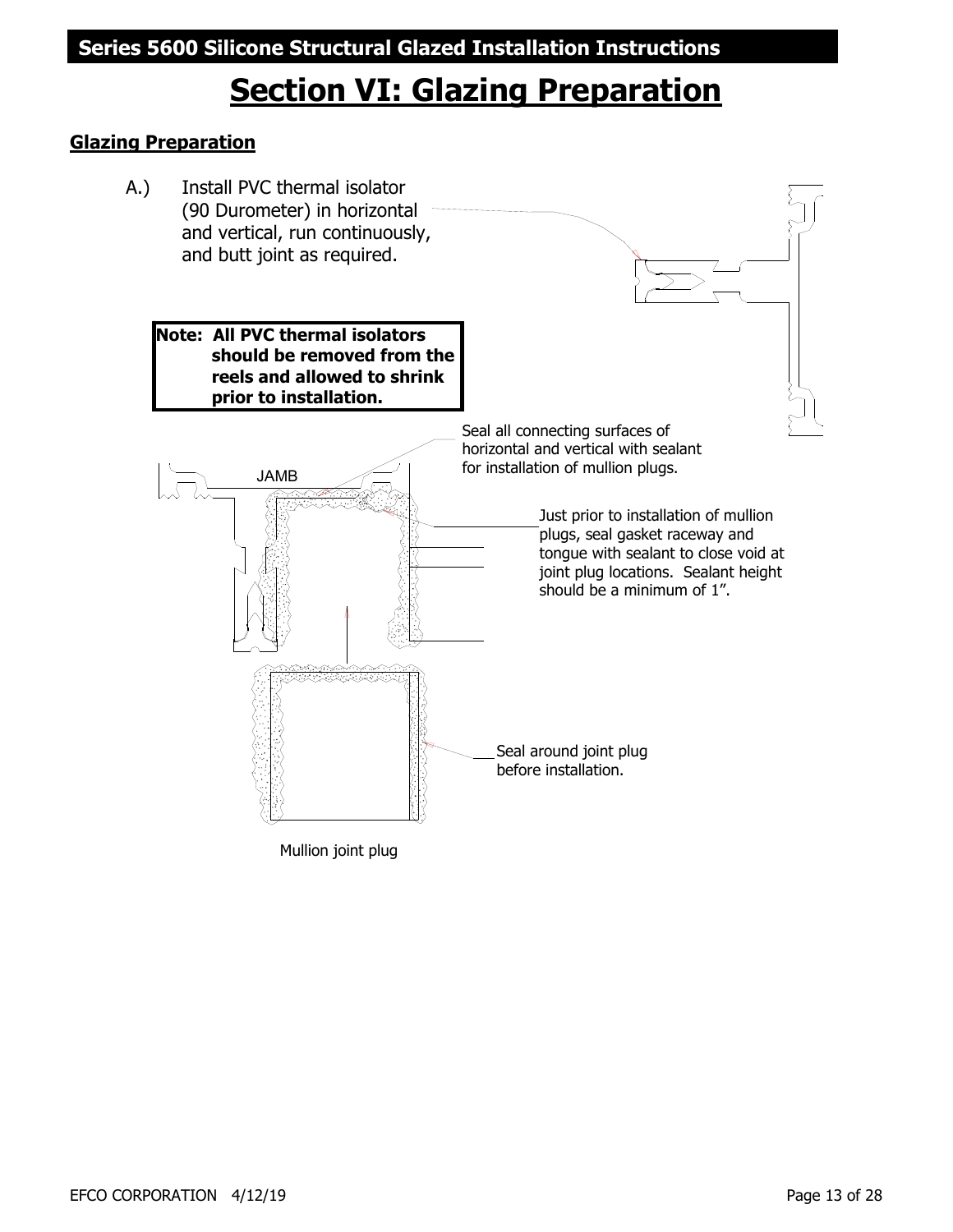# Section VI: Glazing Preparation

## Glazing Preparation

A.) Install PVC thermal isolator (90 Durometer) in horizontal and vertical, run continuously, and butt joint as required.

**Note: All PVC thermal isolators should be removed from the reels and allowed to shrink prior to installation.**

Seal all connecting surfaces of horizontal and vertical with sealant for installation of mullion plugs.

JAMB

Just prior to installation of mullion plugs, seal gasket raceway and tongue with sealant to close void at joint plug locations. Sealant height should be a minimum of 1".

Seal around joint plug before installation.

Mullion joint plug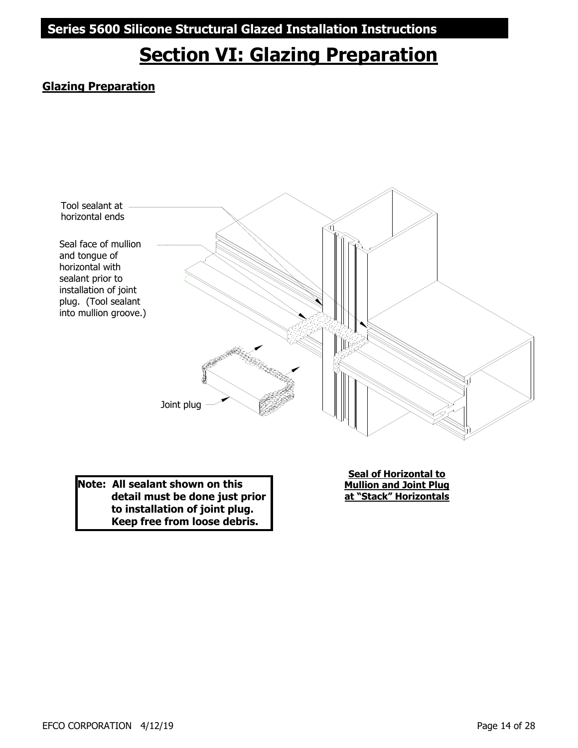# Section VI: Glazing Preparation

## Glazing Preparation

Tool sealant at horizontal ends

Seal face of mullion and tongue of horizontal with sealant prior to installation of joint plug. (Tool sealant into mullion groove.)

Joint plug

**Note: All sealant shown on this detail must be done just prior to installation of joint plug. Keep free from loose debris.**

**Seal of Horizontal to Mullion and Joint Plug at "Stack" Horizontals**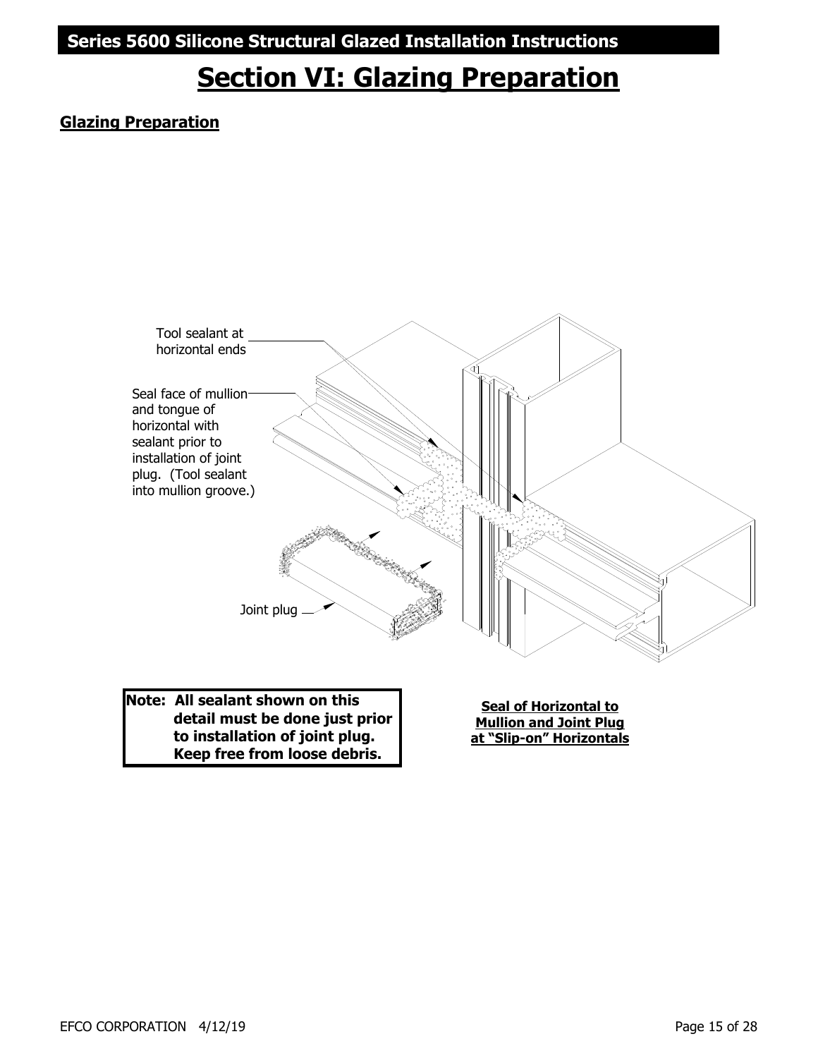# Section VI: Glazing Preparation

## Glazing Preparation

Tool sealant at horizontal ends

Seal face of mullion and tongue of horizontal with sealant prior to installation of joint plug. (Tool sealant into mullion groove.)

Joint plug

**Note: All sealant shown on this detail must be done just prior to installation of joint plug. Keep free from loose debris.**

**Seal of Horizontal to Mullion and Joint Plug at "Slip-on" Horizontals**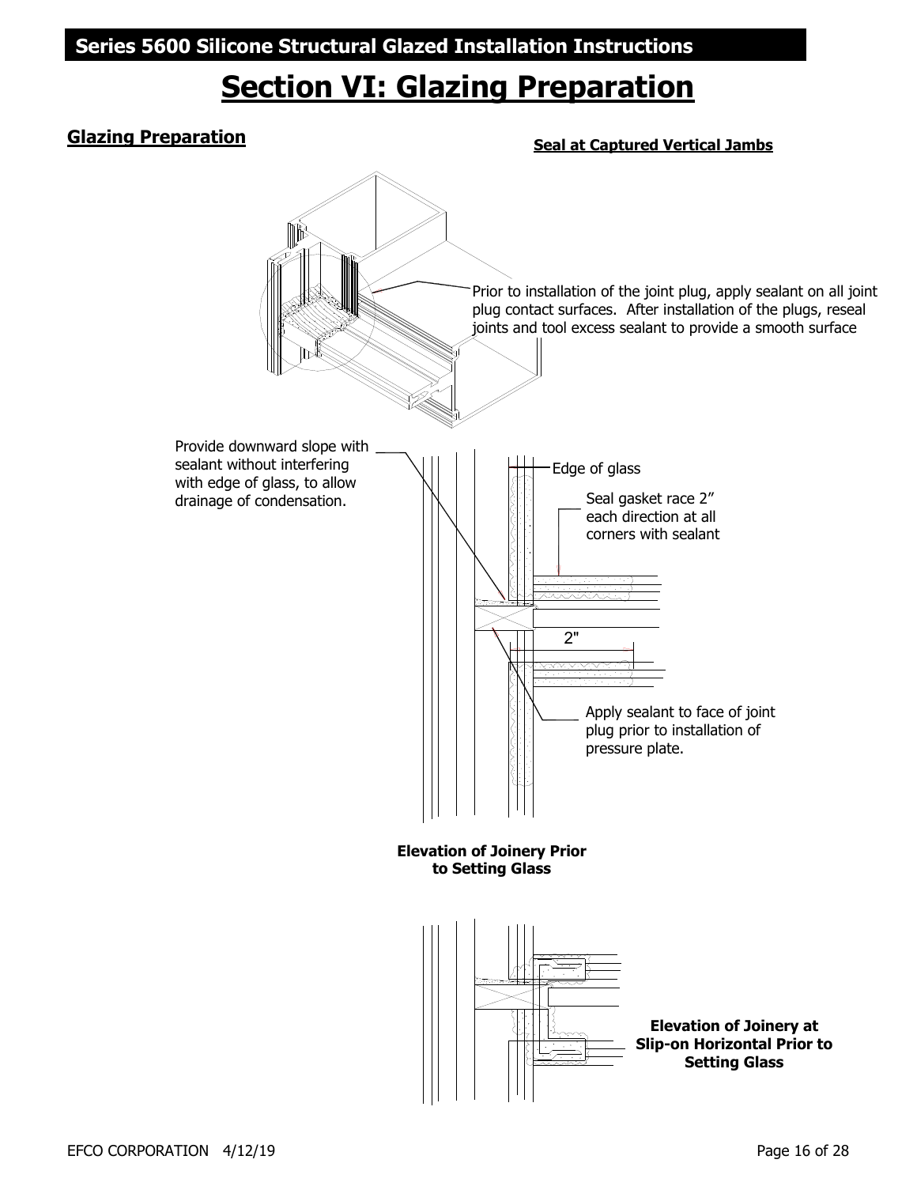# Section VI: Glazing Preparation

## Glazing Preparation

**Seal at Captured Vertical Jambs**

Prior to installation of the joint plug, apply sealant on all joint plug contact surfaces. After installation of the plugs, reseal joints and tool excess sealant to provide a smooth surface

Provide downward slope with sealant without interfering with edge of glass, to allow drainage of condensation.

Edge of glass

Seal gasket race 2” each direction at all corners with sealant

2"

Apply sealant to face of joint plug prior to installation of pressure plate.

**Elevation of Joinery Prior to Setting Glass**

**Elevation of Joinery at Slip-on Horizontal Prior to Setting Glass**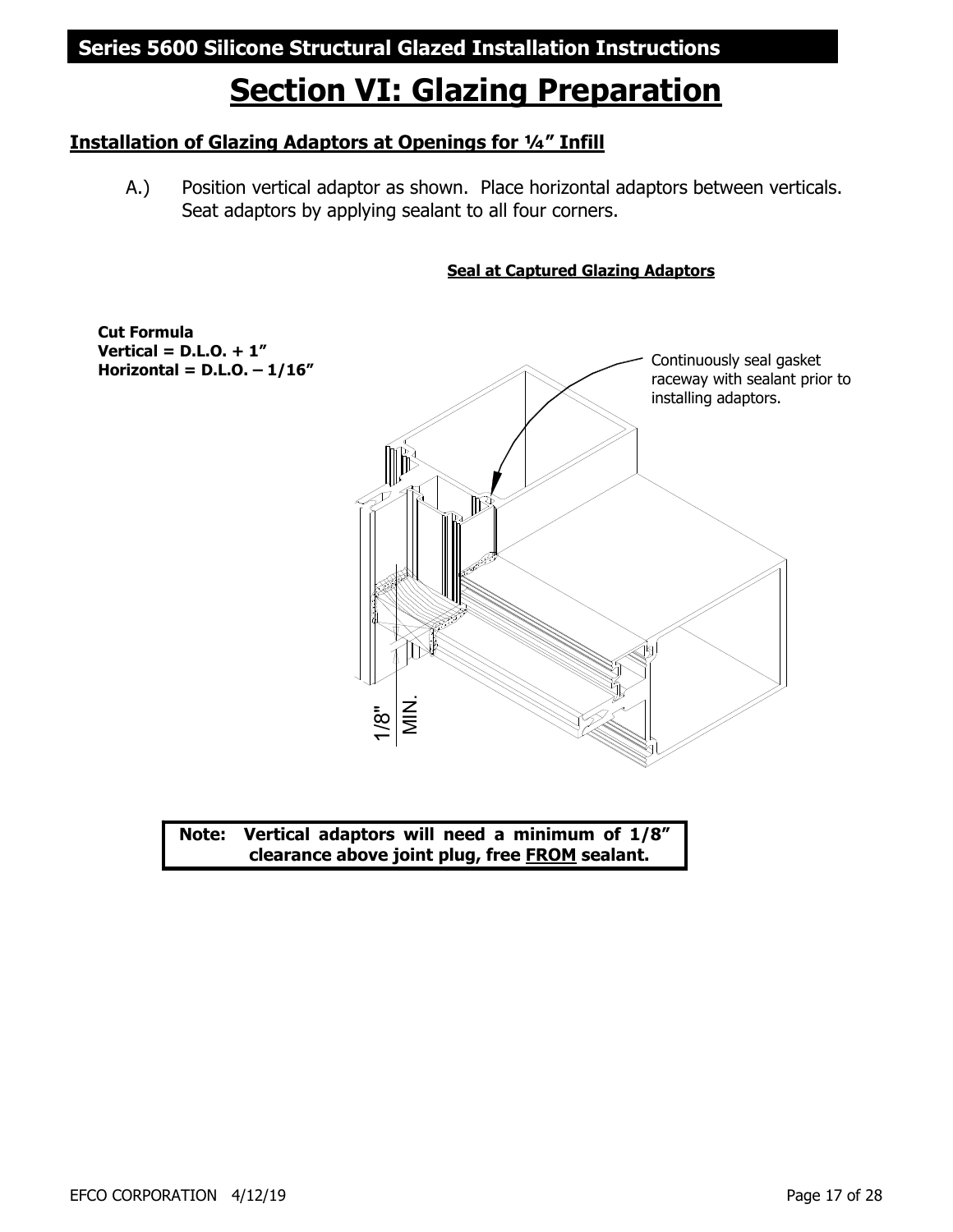# Section VI: Glazing Preparation

## Installation of Glazing Adaptors at Openings for ¼" Infill

A.) Position vertical adaptor as shown. Place horizontal adaptors between verticals. Seat adaptors by applying sealant to all four corners.

**Seal at Captured Glazing Adaptors**

**Cut Formula**
**Vertical = D.L.O. + 1"**
**Horizontal = D.L.O. – 1/16"**

Continuously seal gasket raceway with sealant prior to installing adaptors.

1/8" MIN.

**Note: Vertical adaptors will need a minimum of 1/8" clearance above joint plug, free FROM sealant.**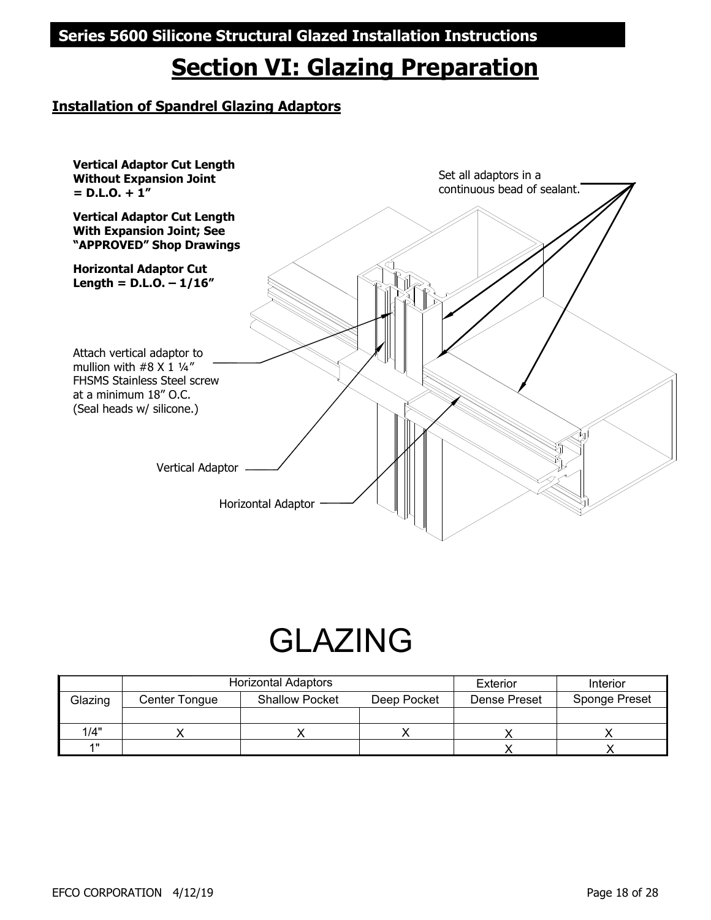# Section VI: Glazing Preparation

## Installation of Spandrel Glazing Adaptors

**Vertical Adaptor Cut Length Without Expansion Joint = D.L.O. + 1”**

**Vertical Adaptor Cut Length With Expansion Joint; See “APPROVED” Shop Drawings**

**Horizontal Adaptor Cut Length = D.L.O. – 1/16”**

Set all adaptors in a continuous bead of sealant.

Attach vertical adaptor to mullion with #8 X 1 ¼” FHSMS Stainless Steel screw at a minimum 18” O.C. (Seal heads w/ silicone.)

Vertical Adaptor

Horizontal Adaptor

# GLAZING

| | Horizontal Adaptors | | | Exterior | Interior |
|---|---|---|---|---|---|
| Glazing | Center Tongue | Shallow Pocket | Deep Pocket | Dense Preset | Sponge Preset |
| | | | | | |
| 1/4" | X | X | X | X | X |
| 1" | | | | X | X |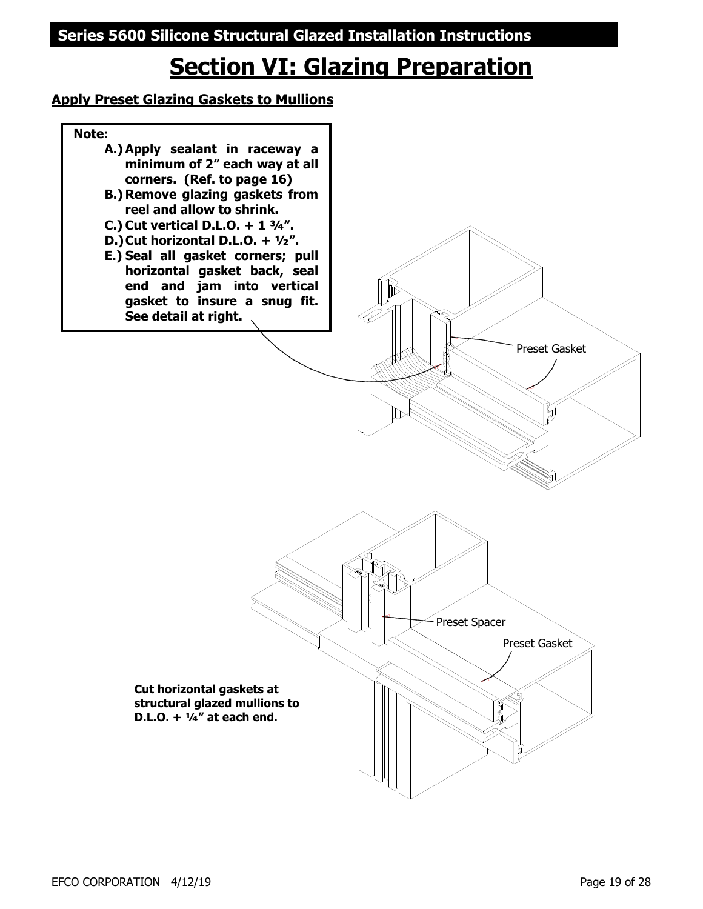# Section VI: Glazing Preparation

## Apply Preset Glazing Gaskets to Mullions

**Note:**

**A.) Apply sealant in raceway a minimum of 2" each way at all corners. (Ref. to page 16)**

**B.) Remove glazing gaskets from reel and allow to shrink.**

**C.) Cut vertical D.L.O. + 1 ¾".**

**D.) Cut horizontal D.L.O. + ½".**

**E.) Seal all gasket corners; pull horizontal gasket back, seal end and jam into vertical gasket to insure a snug fit. See detail at right.**

Preset Gasket

Preset Spacer

Preset Gasket

**Cut horizontal gaskets at structural glazed mullions to D.L.O. + ¼" at each end.**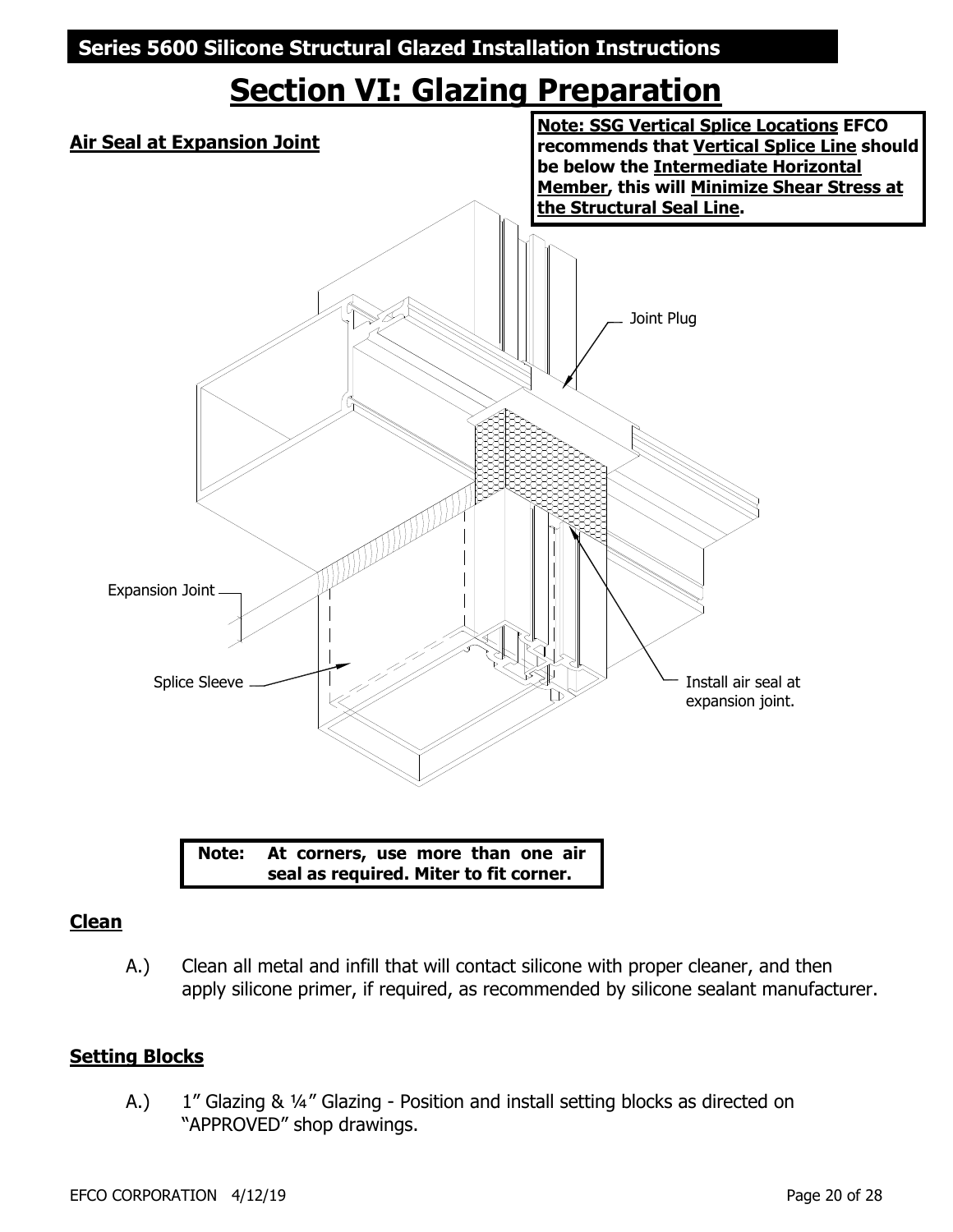# Section VI: Glazing Preparation

**Air Seal at Expansion Joint**

**Note: SSG Vertical Splice Locations EFCO recommends that Vertical Splice Line should be below the Intermediate Horizontal Member, this will Minimize Shear Stress at the Structural Seal Line.**

Joint Plug

Expansion Joint

Splice Sleeve

Install air seal at expansion joint.

**Note: At corners, use more than one air seal as required. Miter to fit corner.**

**Clean**

A.) Clean all metal and infill that will contact silicone with proper cleaner, and then apply silicone primer, if required, as recommended by silicone sealant manufacturer.

**Setting Blocks**

A.) 1" Glazing & ¼" Glazing - Position and install setting blocks as directed on "APPROVED" shop drawings.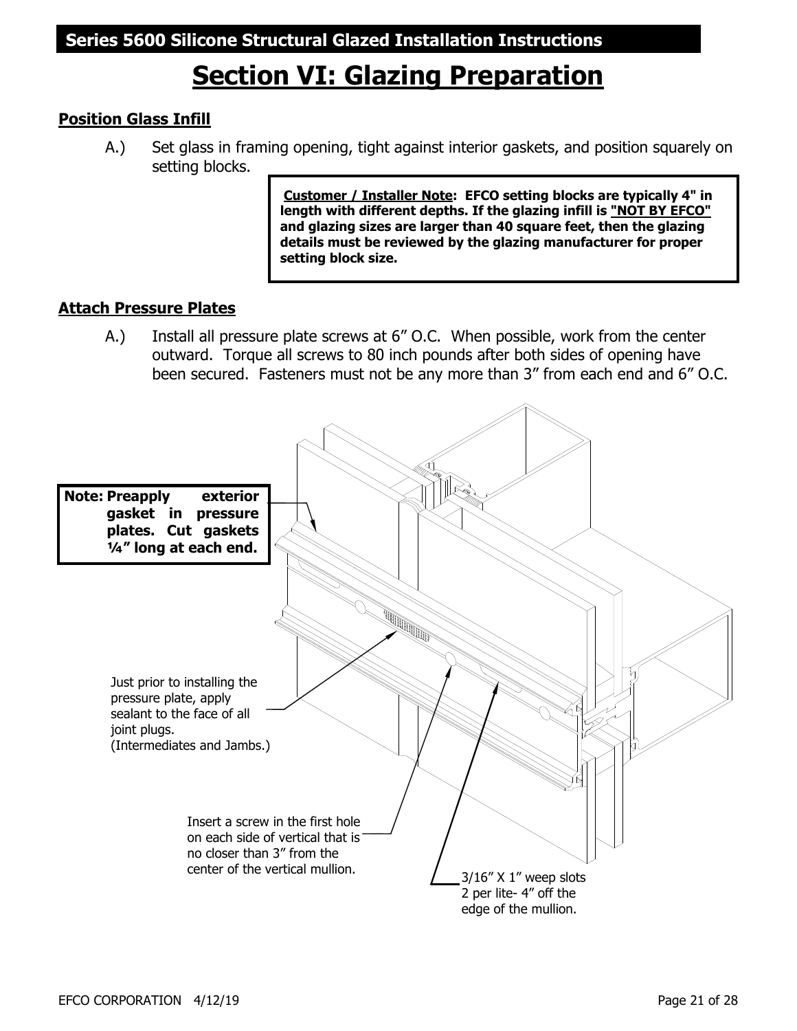## Section VI: Glazing Preparation

### Position Glass Infill

A.) Set glass in framing opening, tight against interior gaskets, and position squarely on setting blocks.

> **Customer / Installer Note: EFCO setting blocks are typically 4" in length with different depths. If the glazing infill is "NOT BY EFCO" and glazing sizes are larger than 40 square feet, then the glazing details must be reviewed by the glazing manufacturer for proper setting block size.**

### Attach Pressure Plates

A.) Install all pressure plate screws at 6” O.C. When possible, work from the center outward. Torque all screws to 80 inch pounds after both sides of opening have been secured. Fasteners must not be any more than 3” from each end and 6” O.C.

**Note: Preapply exterior gasket in pressure plates. Cut gaskets ¼” long at each end.**

Just prior to installing the pressure plate, apply sealant to the face of all joint plugs. (Intermediates and Jambs.)

Insert a screw in the first hole on each side of vertical that is no closer than 3” from the center of the vertical mullion.

3/16” X 1” weep slots 2 per lite- 4” off the edge of the mullion.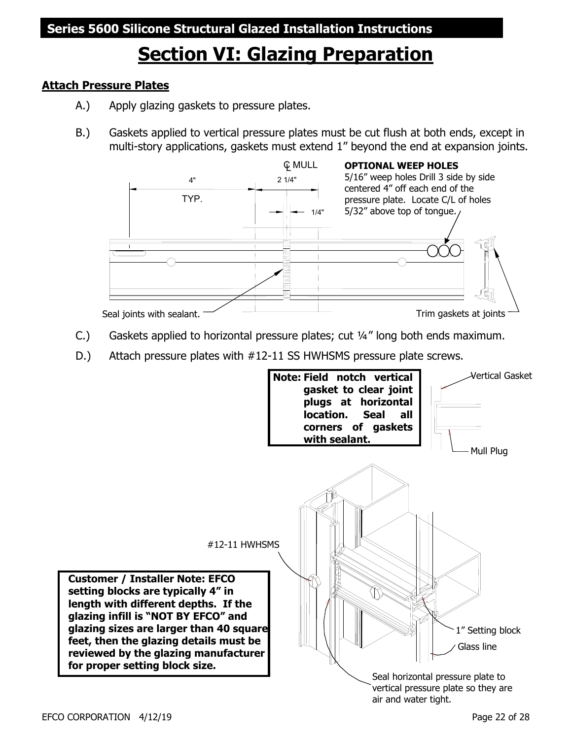# Section VI: Glazing Preparation

**Attach Pressure Plates**

A.) Apply glazing gaskets to pressure plates.

B.) Gaskets applied to vertical pressure plates must be cut flush at both ends, except in multi-story applications, gaskets must extend 1” beyond the end at expansion joints.

℄ MULL

4" TYP.

2 1/4"

1/4"

**OPTIONAL WEEP HOLES**
5/16” weep holes Drill 3 side by side centered 4” off each end of the pressure plate. Locate C/L of holes 5/32” above top of tongue.

Seal joints with sealant.

Trim gaskets at joints

C.) Gaskets applied to horizontal pressure plates; cut ¼” long both ends maximum.

D.) Attach pressure plates with #12-11 SS HWHSMS pressure plate screws.

**Note: Field notch vertical gasket to clear joint plugs at horizontal location. Seal all corners of gaskets with sealant.**

Vertical Gasket

Mull Plug

#12-11 HWHSMS

**Customer / Installer Note: EFCO setting blocks are typically 4” in length with different depths. If the glazing infill is “NOT BY EFCO” and glazing sizes are larger than 40 square feet, then the glazing details must be reviewed by the glazing manufacturer for proper setting block size.**

1” Setting block

Glass line

Seal horizontal pressure plate to vertical pressure plate so they are air and water tight.

EFCO CORPORATION 4/12/19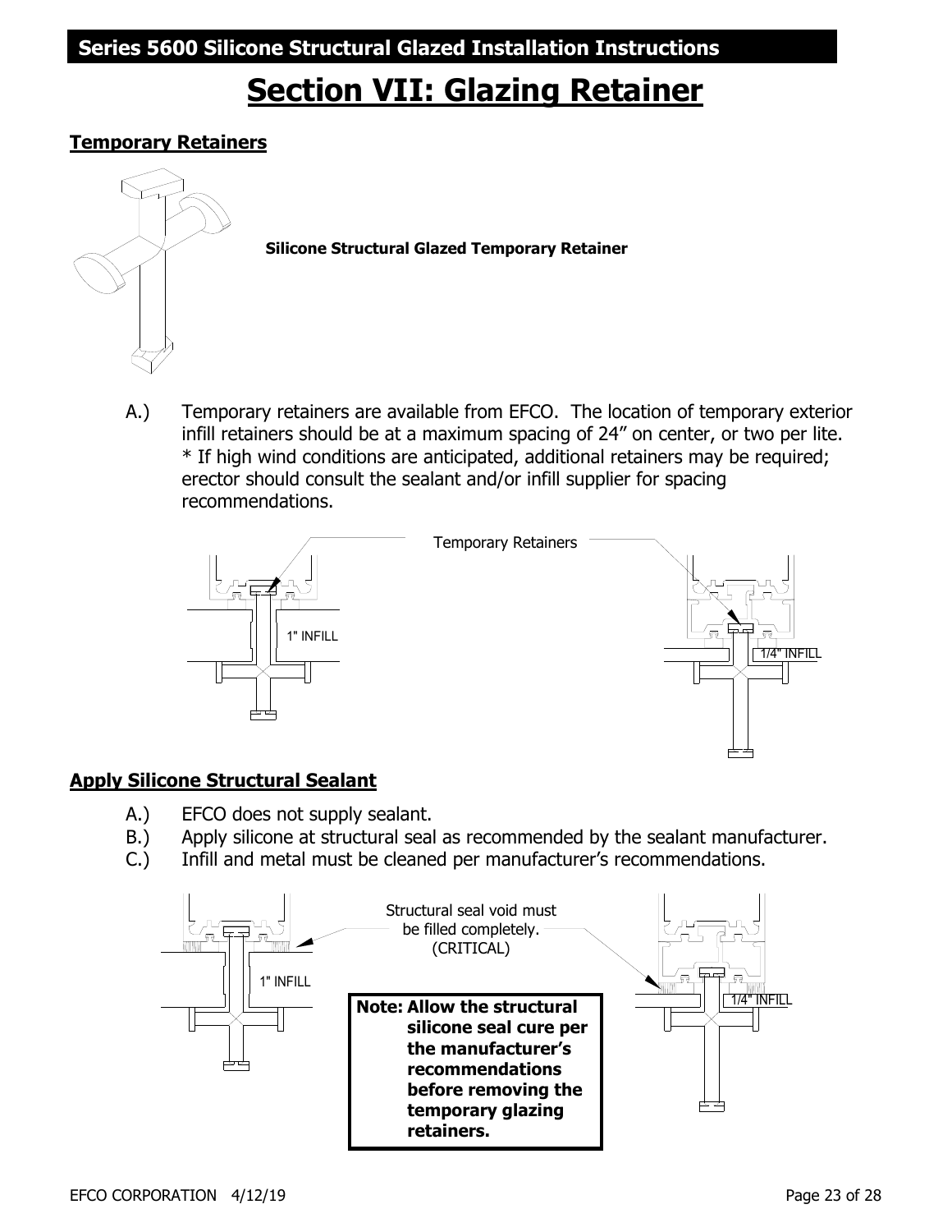# Section VII: Glazing Retainer

## Temporary Retainers

Silicone Structural Glazed Temporary Retainer

A.) Temporary retainers are available from EFCO. The location of temporary exterior infill retainers should be at a maximum spacing of 24" on center, or two per lite. * If high wind conditions are anticipated, additional retainers may be required; erector should consult the sealant and/or infill supplier for spacing recommendations.

Temporary Retainers

1" INFILL

1/4" INFILL

## Apply Silicone Structural Sealant

A.) EFCO does not supply sealant.

B.) Apply silicone at structural seal as recommended by the sealant manufacturer.

C.) Infill and metal must be cleaned per manufacturer's recommendations.

Structural seal void must be filled completely. (CRITICAL)

1" INFILL

1/4" INFILL

**Note: Allow the structural silicone seal cure per the manufacturer's recommendations before removing the temporary glazing retainers.**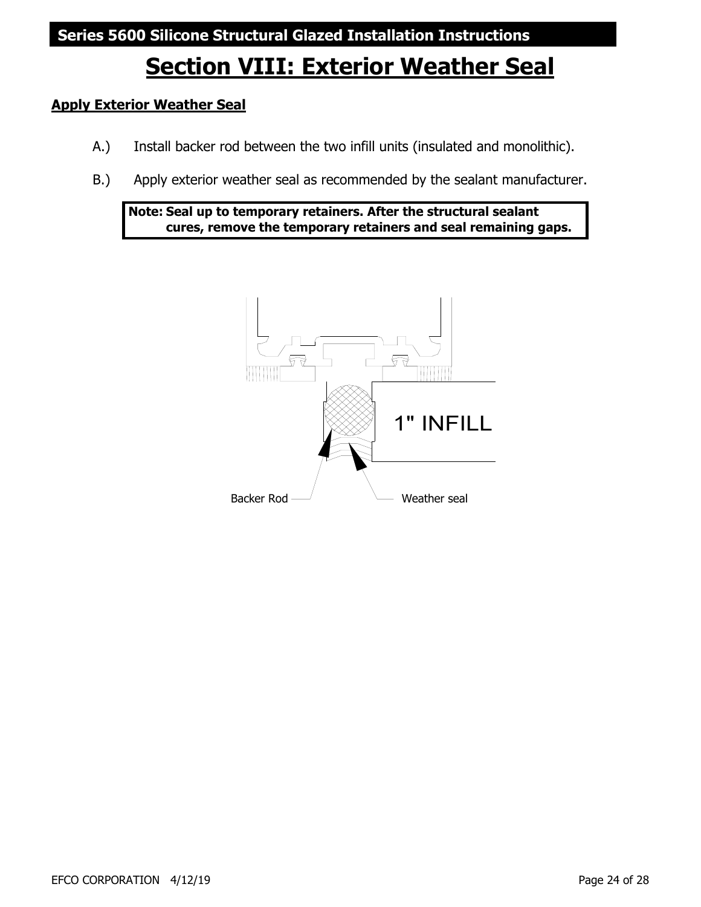# Section VIII: Exterior Weather Seal

**Apply Exterior Weather Seal**

A.) Install backer rod between the two infill units (insulated and monolithic).

B.) Apply exterior weather seal as recommended by the sealant manufacturer.

**Note: Seal up to temporary retainers. After the structural sealant cures, remove the temporary retainers and seal remaining gaps.**

1" INFILL

Backer Rod

Weather seal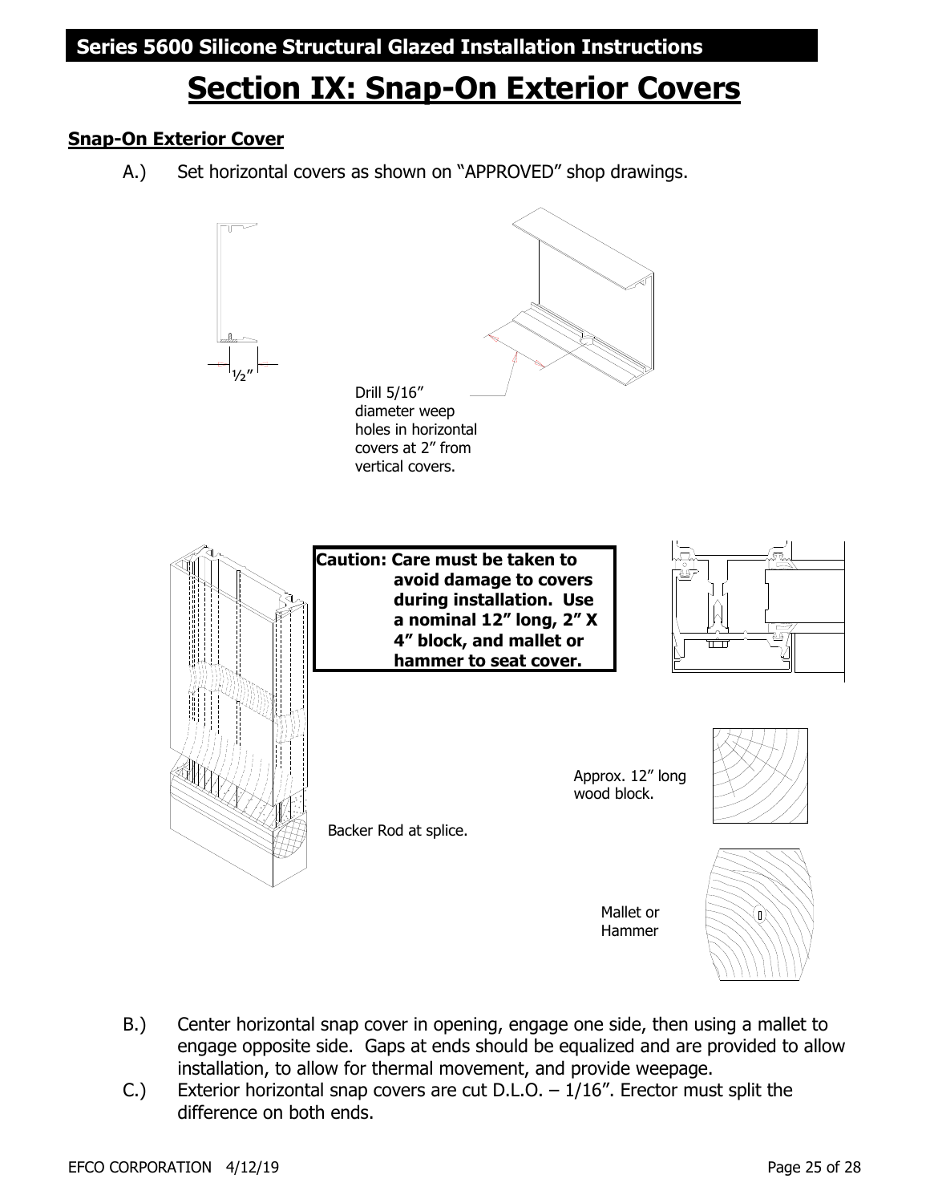# Section IX: Snap-On Exterior Covers

**Snap-On Exterior Cover**

A.) Set horizontal covers as shown on "APPROVED" shop drawings.

½"

Drill 5/16" diameter weep holes in horizontal covers at 2" from vertical covers.

**Caution: Care must be taken to avoid damage to covers during installation. Use a nominal 12" long, 2" X 4" block, and mallet or hammer to seat cover.**

Backer Rod at splice.

Approx. 12" long wood block.

Mallet or Hammer

B.) Center horizontal snap cover in opening, engage one side, then using a mallet to engage opposite side. Gaps at ends should be equalized and are provided to allow installation, to allow for thermal movement, and provide weepage.

C.) Exterior horizontal snap covers are cut D.L.O. – 1/16". Erector must split the difference on both ends.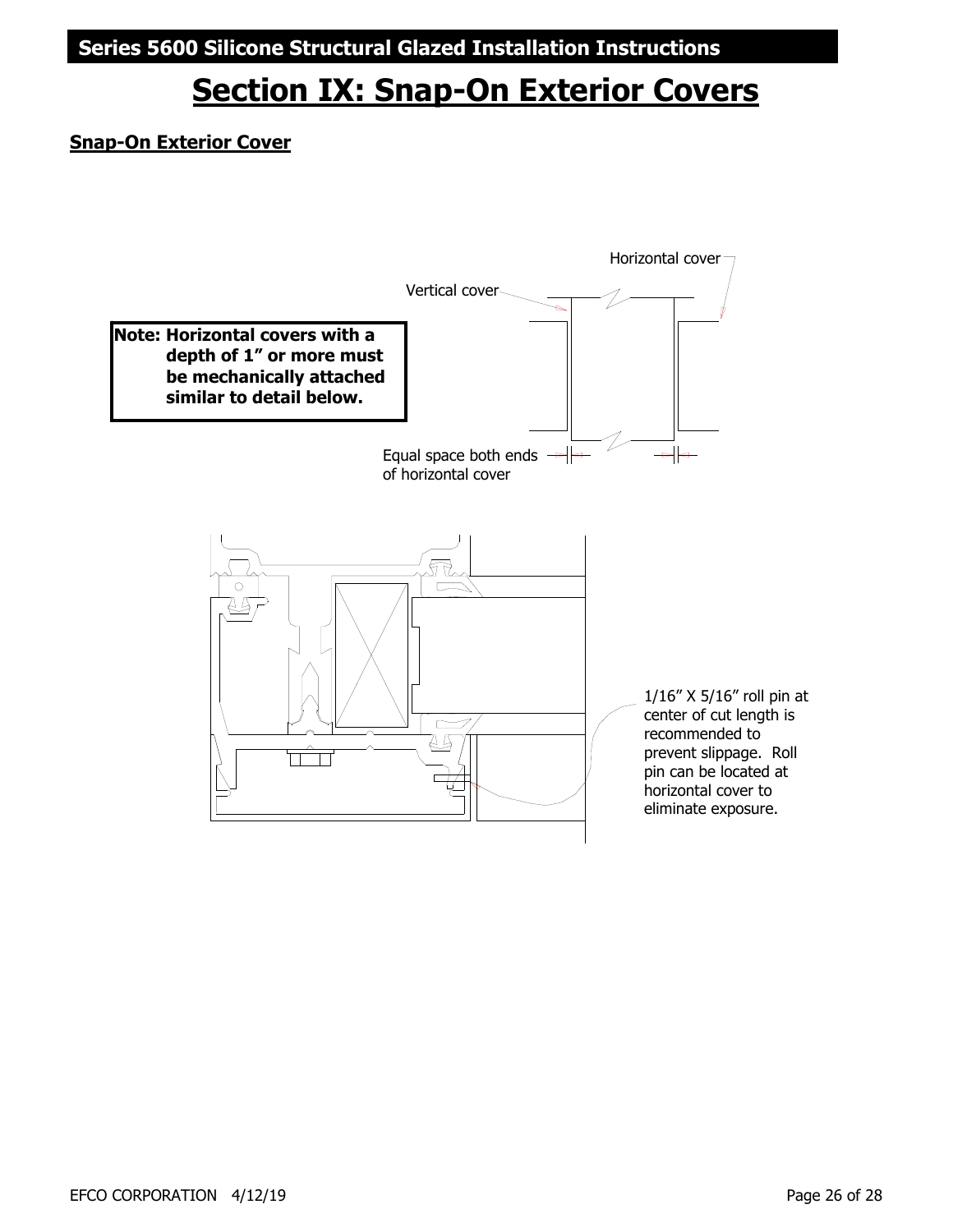# Section IX: Snap-On Exterior Covers

## Snap-On Exterior Cover

**Note: Horizontal covers with a depth of 1" or more must be mechanically attached similar to detail below.**

Horizontal cover

Vertical cover

Equal space both ends of horizontal cover

1/16" X 5/16" roll pin at center of cut length is recommended to prevent slippage. Roll pin can be located at horizontal cover to eliminate exposure.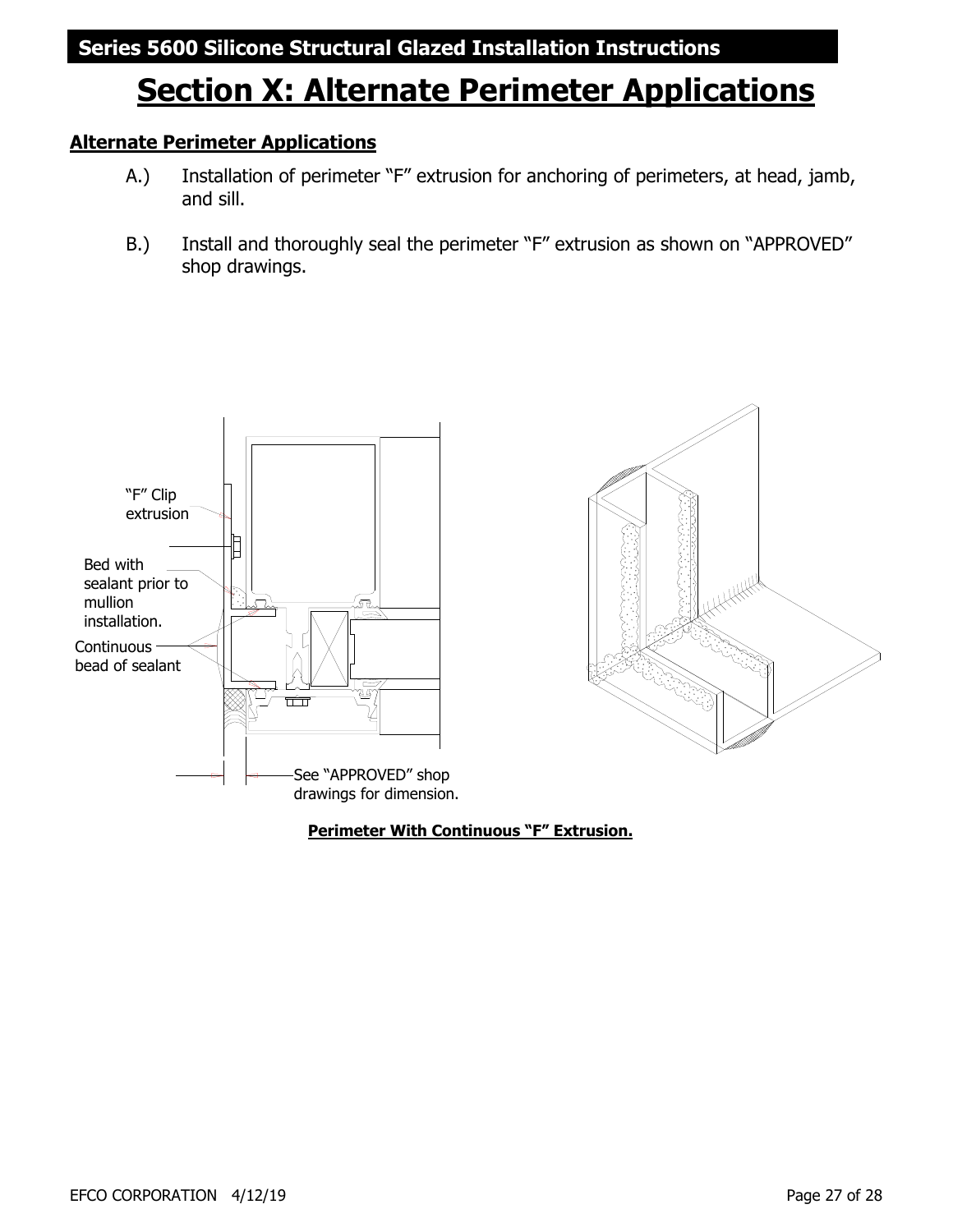# Section X: Alternate Perimeter Applications

## Alternate Perimeter Applications

A.) Installation of perimeter "F" extrusion for anchoring of perimeters, at head, jamb, and sill.

B.) Install and thoroughly seal the perimeter "F" extrusion as shown on "APPROVED" shop drawings.

"F" Clip extrusion

Bed with sealant prior to mullion installation.

Continuous bead of sealant

See "APPROVED" shop drawings for dimension.

**Perimeter With Continuous "F" Extrusion.**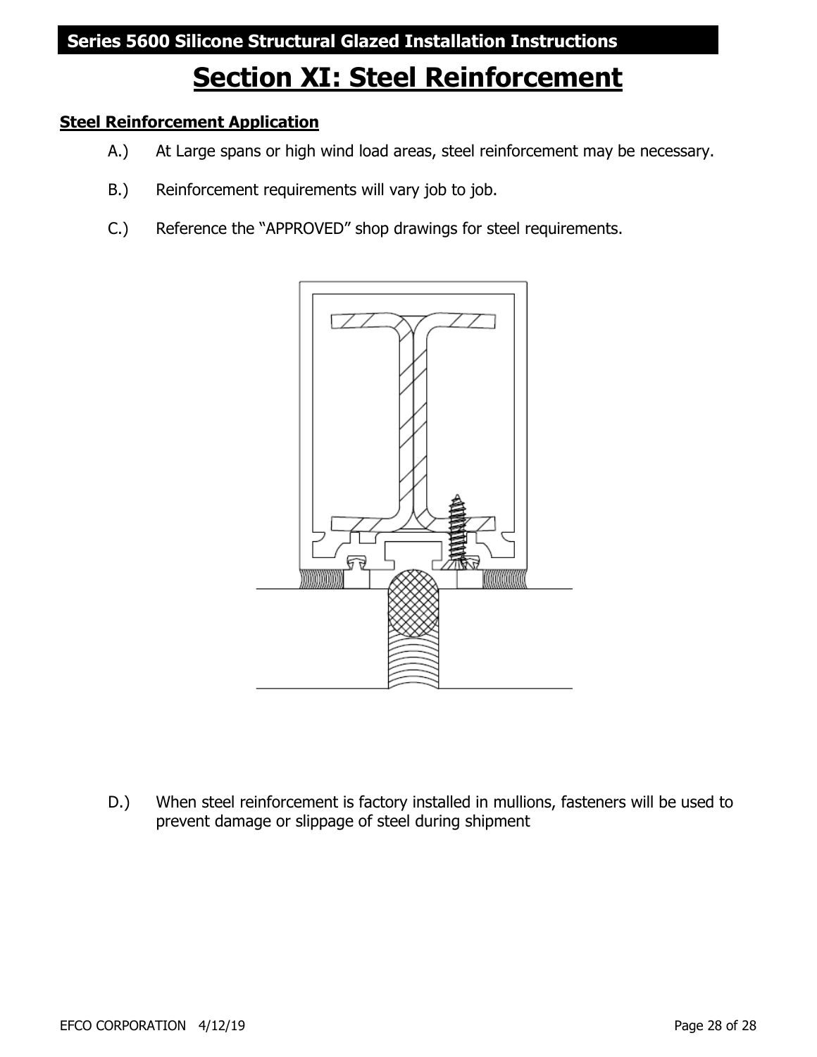# Section XI: Steel Reinforcement

**Steel Reinforcement Application**

A.) At Large spans or high wind load areas, steel reinforcement may be necessary.

B.) Reinforcement requirements will vary job to job.

C.) Reference the “APPROVED” shop drawings for steel requirements.

D.) When steel reinforcement is factory installed in mullions, fasteners will be used to prevent damage or slippage of steel during shipment